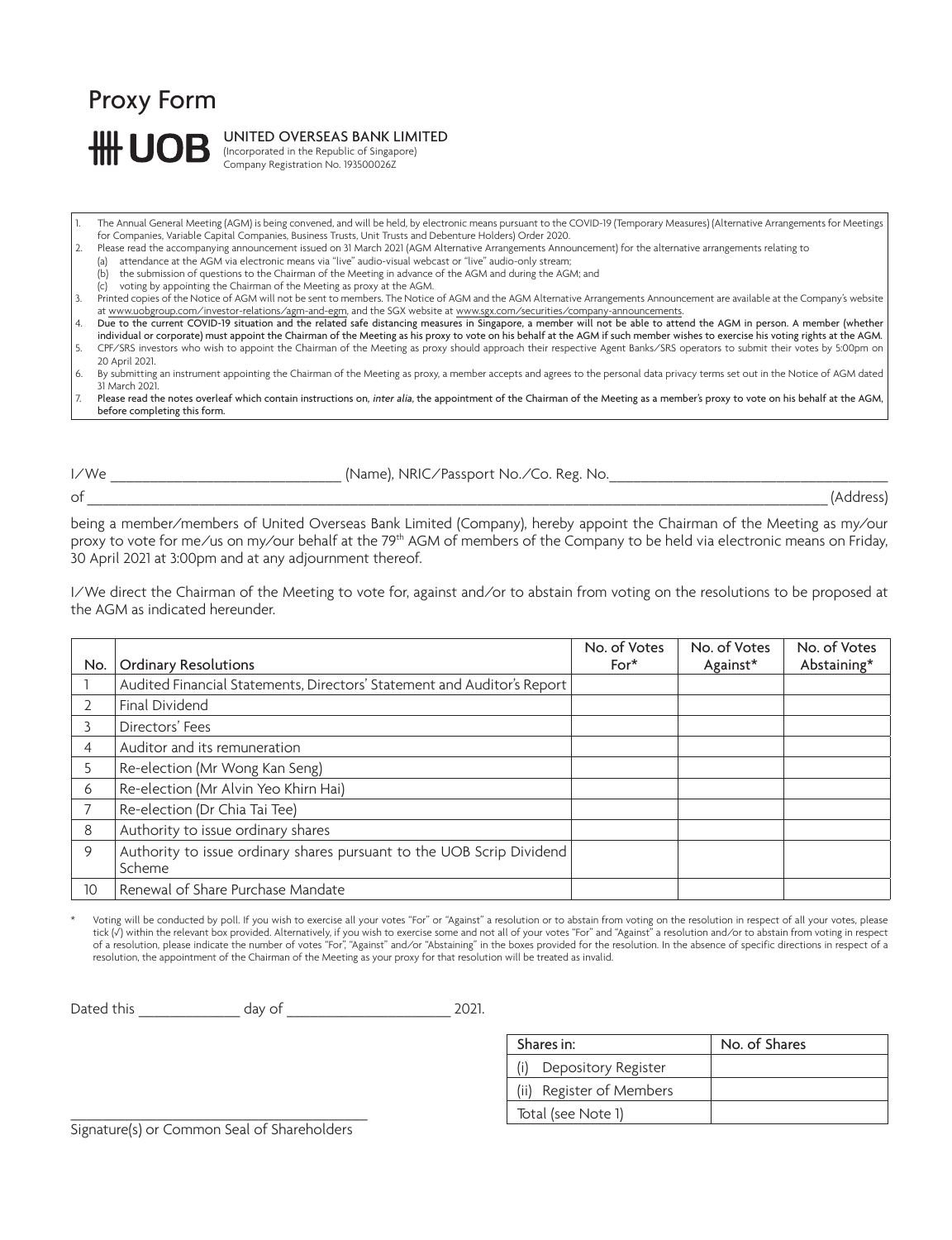# Proxy Form

**UOB** UNITED OVERSEAS BANK LIMITED
(Incorporated in the Republic of Singapore)
Company Registration No. 193500026Z

1. The Annual General Meeting (AGM) is being convened, and will be held, by electronic means pursuant to the COVID-19 (Temporary Measures) (Alternative Arrangements for Meetings for Companies, Variable Capital Companies, Business Trusts, Unit Trusts and Debenture Holders) Order 2020.
2. Please read the accompanying announcement issued on 31 March 2021 (AGM Alternative Arrangements Announcement) for the alternative arrangements relating to
   (a) attendance at the AGM via electronic means via "live" audio-visual webcast or "live" audio-only stream;
   (b) the submission of questions to the Chairman of the Meeting in advance of the AGM and during the AGM; and
   (c) voting by appointing the Chairman of the Meeting as proxy at the AGM.
3. Printed copies of the Notice of AGM will not be sent to members. The Notice of AGM and the AGM Alternative Arrangements Announcement are available at the Company's website at www.uobgroup.com/investor-relations/agm-and-egm, and the SGX website at www.sgx.com/securities/company-announcements.
4. **Due to the current COVID-19 situation and the related safe distancing measures in Singapore, a member will not be able to attend the AGM in person. A member (whether individual or corporate) must appoint the Chairman of the Meeting as his proxy to vote on his behalf at the AGM if such member wishes to exercise his voting rights at the AGM.**
5. CPF/SRS investors who wish to appoint the Chairman of the Meeting as proxy should approach their respective Agent Banks/SRS operators to submit their votes by 5:00pm on 20 April 2021.
6. By submitting an instrument appointing the Chairman of the Meeting as proxy, a member accepts and agrees to the personal data privacy terms set out in the Notice of AGM dated 31 March 2021.
7. **Please read the notes overleaf which contain instructions on, *inter alia*, the appointment of the Chairman of the Meeting as a member's proxy to vote on his behalf at the AGM, before completing this form.**

I/We ______________________________ (Name), NRIC/Passport No./Co. Reg. No.____________________________________

of _____________________________________________________________________________________________ (Address)

being a member/members of United Overseas Bank Limited (Company), hereby appoint the Chairman of the Meeting as my/our proxy to vote for me/us on my/our behalf at the 79th AGM of members of the Company to be held via electronic means on Friday, 30 April 2021 at 3:00pm and at any adjournment thereof.

I/We direct the Chairman of the Meeting to vote for, against and/or to abstain from voting on the resolutions to be proposed at the AGM as indicated hereunder.

| No. | Ordinary Resolutions | No. of Votes For* | No. of Votes Against* | No. of Votes Abstaining* |
|---|---|---|---|---|
| 1 | Audited Financial Statements, Directors' Statement and Auditor's Report | | | |
| 2 | Final Dividend | | | |
| 3 | Directors' Fees | | | |
| 4 | Auditor and its remuneration | | | |
| 5 | Re-election (Mr Wong Kan Seng) | | | |
| 6 | Re-election (Mr Alvin Yeo Khirn Hai) | | | |
| 7 | Re-election (Dr Chia Tai Tee) | | | |
| 8 | Authority to issue ordinary shares | | | |
| 9 | Authority to issue ordinary shares pursuant to the UOB Scrip Dividend Scheme | | | |
| 10 | Renewal of Share Purchase Mandate | | | |

\* Voting will be conducted by poll. If you wish to exercise all your votes "For" or "Against" a resolution or to abstain from voting on the resolution in respect of all your votes, please tick (✓) within the relevant box provided. Alternatively, if you wish to exercise some and not all of your votes "For" and "Against" a resolution and/or to abstain from voting in respect of a resolution, please indicate the number of votes "For", "Against" and/or "Abstaining" in the boxes provided for the resolution. In the absence of specific directions in respect of a resolution, the appointment of the Chairman of the Meeting as your proxy for that resolution will be treated as invalid.

Dated this _____________ day of _____________________ 2021.

| Shares in: | No. of Shares |
|---|---|
| (i) Depository Register | |
| (ii) Register of Members | |
| Total (see Note 1) | |

_________________________________________
Signature(s) or Common Seal of Shareholders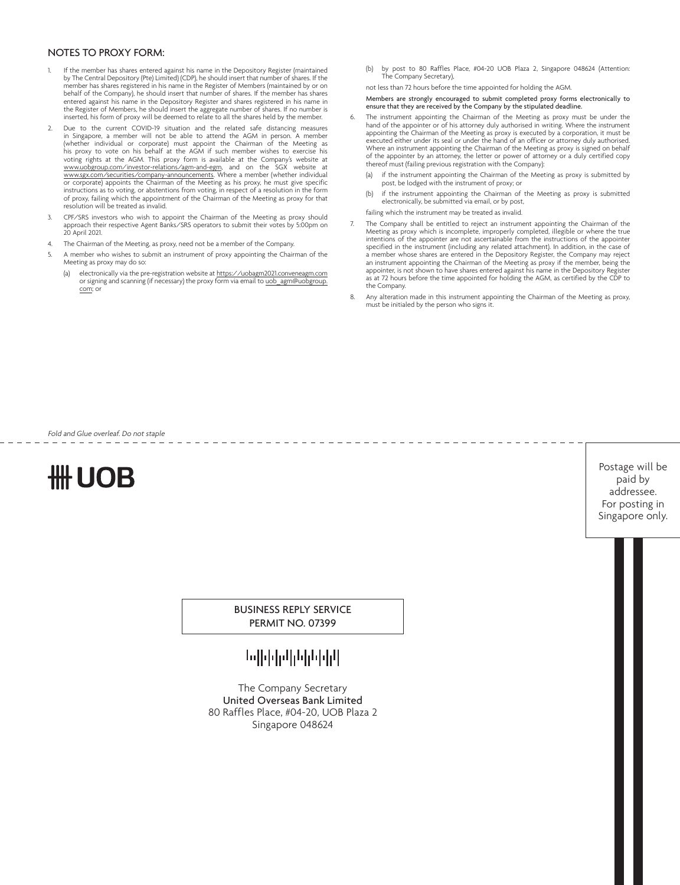## NOTES TO PROXY FORM:

1. If the member has shares entered against his name in the Depository Register (maintained by The Central Depository (Pte) Limited) (CDP), he should insert that number of shares. If the member has shares registered in his name in the Register of Members (maintained by or on behalf of the Company), he should insert that number of shares. If the member has shares entered against his name in the Depository Register and shares registered in his name in the Register of Members, he should insert the aggregate number of shares. If no number is inserted, his form of proxy will be deemed to relate to all the shares held by the member.
2. Due to the current COVID-19 situation and the related safe distancing measures in Singapore, a member will not be able to attend the AGM in person. A member (whether individual or corporate) must appoint the Chairman of the Meeting as his proxy to vote on his behalf at the AGM if such member wishes to exercise his voting rights at the AGM. This proxy form is available at the Company's website at www.uobgroup.com/investor-relations/agm-and-egm, and on the SGX website at www.sgx.com/securities/company-announcements. Where a member (whether individual or corporate) appoints the Chairman of the Meeting as his proxy, he must give specific instructions as to voting, or abstentions from voting, in respect of a resolution in the form of proxy, failing which the appointment of the Chairman of the Meeting as proxy for that resolution will be treated as invalid.
3. CPF/SRS investors who wish to appoint the Chairman of the Meeting as proxy should approach their respective Agent Banks/SRS operators to submit their votes by 5:00pm on 20 April 2021.
4. The Chairman of the Meeting, as proxy, need not be a member of the Company.
5. A member who wishes to submit an instrument of proxy appointing the Chairman of the Meeting as proxy may do so:
   (a) electronically via the pre-registration website at https://uobagm2021.conveneagm.com or signing and scanning (if necessary) the proxy form via email to uob_agm@uobgroup.com; or
   (b) by post to 80 Raffles Place, #04-20 UOB Plaza 2, Singapore 048624 (Attention: The Company Secretary),

   not less than 72 hours before the time appointed for holding the AGM.

   **Members are strongly encouraged to submit completed proxy forms electronically to ensure that they are received by the Company by the stipulated deadline.**
6. The instrument appointing the Chairman of the Meeting as proxy must be under the hand of the appointer or of his attorney duly authorised in writing. Where the instrument appointing the Chairman of the Meeting as proxy is executed by a corporation, it must be executed either under its seal or under the hand of an officer or attorney duly authorised. Where an instrument appointing the Chairman of the Meeting as proxy is signed on behalf of the appointer by an attorney, the letter or power of attorney or a duly certified copy thereof must (failing previous registration with the Company):
   (a) if the instrument appointing the Chairman of the Meeting as proxy is submitted by post, be lodged with the instrument of proxy; or
   (b) if the instrument appointing the Chairman of the Meeting as proxy is submitted electronically, be submitted via email, or by post,

   failing which the instrument may be treated as invalid.
7. The Company shall be entitled to reject an instrument appointing the Chairman of the Meeting as proxy which is incomplete, improperly completed, illegible or where the true intentions of the appointer are not ascertainable from the instructions of the appointer specified in the instrument (including any related attachment). In addition, in the case of a member whose shares are entered in the Depository Register, the Company may reject an instrument appointing the Chairman of the Meeting as proxy if the member, being the appointer, is not shown to have shares entered against his name in the Depository Register as at 72 hours before the time appointed for holding the AGM, as certified by the CDP to the Company.
8. Any alteration made in this instrument appointing the Chairman of the Meeting as proxy, must be initialed by the person who signs it.

*Fold and Glue overleaf. Do not staple*

UOB

Postage will be paid by addressee. For posting in Singapore only.

BUSINESS REPLY SERVICE
PERMIT NO. 07399

The Company Secretary
United Overseas Bank Limited
80 Raffles Place, #04-20, UOB Plaza 2
Singapore 048624